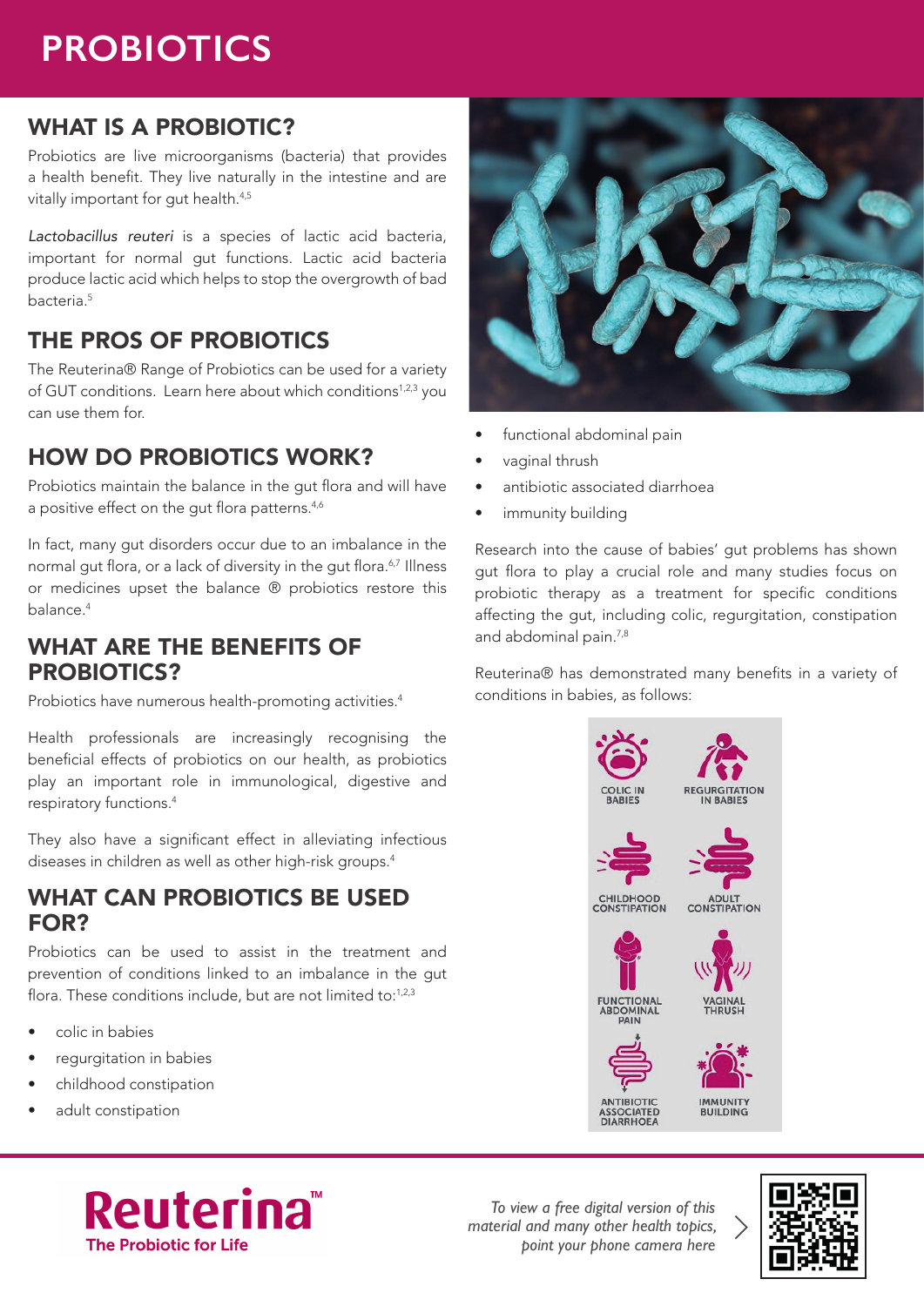# PROBIOTICS

## WHAT IS A PROBIOTIC?

Probiotics are live microorganisms (bacteria) that provides a health benefit. They live naturally in the intestine and are vitally important for gut health.[4,5]

*Lactobacillus reuteri* is a species of lactic acid bacteria, important for normal gut functions. Lactic acid bacteria produce lactic acid which helps to stop the overgrowth of bad bacteria.[5]

## THE PROS OF PROBIOTICS

The Reuterina® Range of Probiotics can be used for a variety of GUT conditions. Learn here about which conditions[1,2,3] you can use them for.

## HOW DO PROBIOTICS WORK?

Probiotics maintain the balance in the gut flora and will have a positive effect on the gut flora patterns.[4,6]

In fact, many gut disorders occur due to an imbalance in the normal gut flora, or a lack of diversity in the gut flora.[6,7] Illness or medicines upset the balance ® probiotics restore this balance.[4]

## WHAT ARE THE BENEFITS OF PROBIOTICS?

Probiotics have numerous health-promoting activities.[4]

Health professionals are increasingly recognising the beneficial effects of probiotics on our health, as probiotics play an important role in immunological, digestive and respiratory functions.[4]

They also have a significant effect in alleviating infectious diseases in children as well as other high-risk groups.[4]

## WHAT CAN PROBIOTICS BE USED FOR?

Probiotics can be used to assist in the treatment and prevention of conditions linked to an imbalance in the gut flora. These conditions include, but are not limited to:[1,2,3]

- colic in babies
- regurgitation in babies
- childhood constipation
- adult constipation
- functional abdominal pain
- vaginal thrush
- antibiotic associated diarrhoea
- immunity building

Research into the cause of babies' gut problems has shown gut flora to play a crucial role and many studies focus on probiotic therapy as a treatment for specific conditions affecting the gut, including colic, regurgitation, constipation and abdominal pain.[7,8]

Reuterina® has demonstrated many benefits in a variety of conditions in babies, as follows:

COLIC IN BABIES

REGURGITATION IN BABIES

CHILDHOOD CONSTIPATION

ADULT CONSTIPATION

FUNCTIONAL ABDOMINAL PAIN

VAGINAL THRUSH

ANTIBIOTIC ASSOCIATED DIARRHOEA

IMMUNITY BUILDING

**Reuterina™**
The Probiotic for Life

*To view a free digital version of this material and many other health topics, point your phone camera here*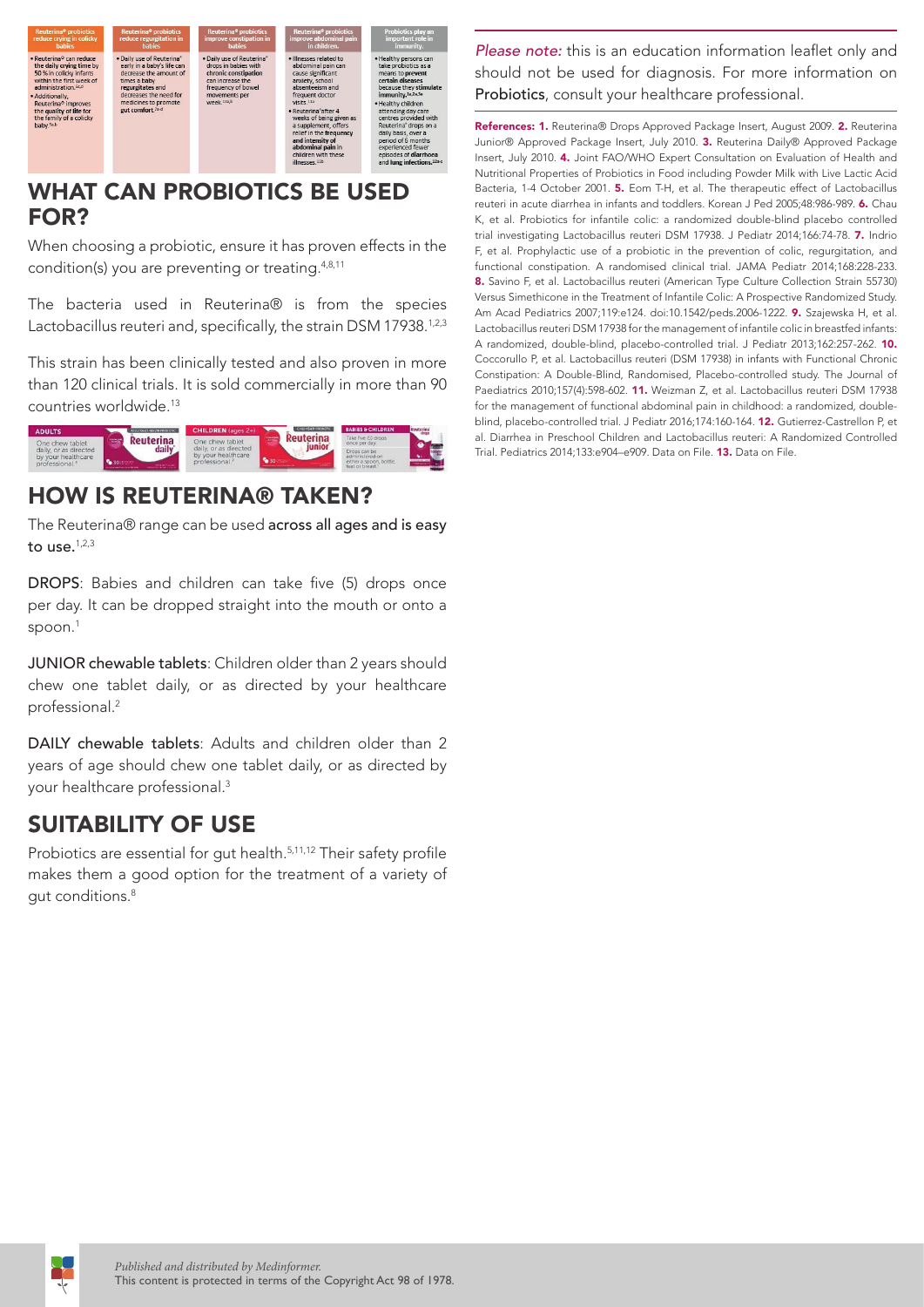| Reuterina® probiotics reduce crying in colicky babies | Reuterina® probiotics reduce regurgitation in babies | Reuterina® probiotics improve constipation in babies | Reuterina® probiotics improve abdominal pain in children. | Probiotics play an important role in immunity. |
|---|---|---|---|---|
| • Reuterina® can **reduce the daily crying time by 50 % in colicky infants within the first week of administration.**[6,7,8] • Additionally, Reuterina® improves **the quality of life for the family of a colicky baby.**[5,6] | • Daily use of Reuterina® early in a baby's life can decrease the amount of **times a baby regurgitates** and decreases the need for medicines to promote **gut comfort.**[5,7] | • Daily use of Reuterina® drops in babies with **chronic constipation** can increase the frequency of bowel movements per week.[7,10] | • Illnesses related to abdominal pain can cause significant anxiety, school absenteeism and frequent doctor visits.[11] • Reuterina® after 4 weeks of being given as a supplement, offers relief in the **frequency and intensity of abdominal pain** in children with these illnesses.[11] | • Healthy persons can take probiotics as a means to **prevent certain diseases** because they **stimulate immunity.**[4,5] • Healthy children attending day care centres provided with Reuterina® drops on a daily basis, over a period of 6 months experienced fewer episodes of **diarrhoea and lung infections.**[12] |

## WHAT CAN PROBIOTICS BE USED FOR?

When choosing a probiotic, ensure it has proven effects in the condition(s) you are preventing or treating.[4,8,11]

The bacteria used in Reuterina® is from the species Lactobacillus reuteri and, specifically, the strain DSM 17938.[1,2,3]

This strain has been clinically tested and also proven in more than 120 clinical trials. It is sold commercially in more than 90 countries worldwide.[13]

| ADULTS | CHILDREN (ages 2+) | BABIES & CHILDREN |
|---|---|---|
| One chew tablet daily, or as directed by your healthcare professional.[3] | One chew tablet daily, or as directed by your healthcare professional.[2] | Take five (5) drops once per day. Drops can be administered on either a spoon, bottle, teat or breast.[1] |

## HOW IS REUTERINA® TAKEN?

The Reuterina® range can be used **across all ages and is easy to use.**[1,2,3]

**DROPS**: Babies and children can take five (5) drops once per day. It can be dropped straight into the mouth or onto a spoon.[1]

**JUNIOR chewable tablets**: Children older than 2 years should chew one tablet daily, or as directed by your healthcare professional.[2]

**DAILY chewable tablets**: Adults and children older than 2 years of age should chew one tablet daily, or as directed by your healthcare professional.[3]

## SUITABILITY OF USE

Probiotics are essential for gut health.[5,11,12] Their safety profile makes them a good option for the treatment of a variety of gut conditions.[8]

*Please note:* this is an education information leaflet only and should not be used for diagnosis. For more information on **Probiotics**, consult your healthcare professional.

**References: 1.** Reuterina® Drops Approved Package Insert, August 2009. **2.** Reuterina Junior® Approved Package Insert, July 2010. **3.** Reuterina Daily® Approved Package Insert, July 2010. **4.** Joint FAO/WHO Expert Consultation on Evaluation of Health and Nutritional Properties of Probiotics in Food including Powder Milk with Live Lactic Acid Bacteria, 1-4 October 2001. **5.** Eom T-H, et al. The therapeutic effect of Lactobacillus reuteri in acute diarrhea in infants and toddlers. Korean J Ped 2005;48:986-989. **6.** Chau K, et al. Probiotics for infantile colic: a randomized double-blind placebo controlled trial investigating Lactobacillus reuteri DSM 17938. J Pediatr 2014;166:74-78. **7.** Indrio F, et al. Prophylactic use of a probiotic in the prevention of colic, regurgitation, and functional constipation. A randomised clinical trial. JAMA Pediatr 2014;168:228-233. **8.** Savino F, et al. Lactobacillus reuteri (American Type Culture Collection Strain 55730) Versus Simethicone in the Treatment of Infantile Colic: A Prospective Randomized Study. Am Acad Pediatrics 2007;119:e124. doi:10.1542/peds.2006-1222. **9.** Szajewska H, et al. Lactobacillus reuteri DSM 17938 for the management of infantile colic in breastfed infants: A randomized, double-blind, placebo-controlled trial. J Pediatr 2013;162:257-262. **10.** Coccorullo P, et al. Lactobacillus reuteri (DSM 17938) in infants with Functional Chronic Constipation: A Double-Blind, Randomised, Placebo-controlled study. The Journal of Paediatrics 2010;157(4):598-602. **11.** Weizman Z, et al. Lactobacillus reuteri DSM 17938 for the management of functional abdominal pain in childhood: a randomized, double-blind, placebo-controlled trial. J Pediatr 2016;174:160-164. **12.** Gutierrez-Castrellon P, et al. Diarrhea in Preschool Children and Lactobacillus reuteri: A Randomized Controlled Trial. Pediatrics 2014;133:e904–e909. Data on File. **13.** Data on File.

*Published and distributed by Medinformer.*
This content is protected in terms of the Copyright Act 98 of 1978.